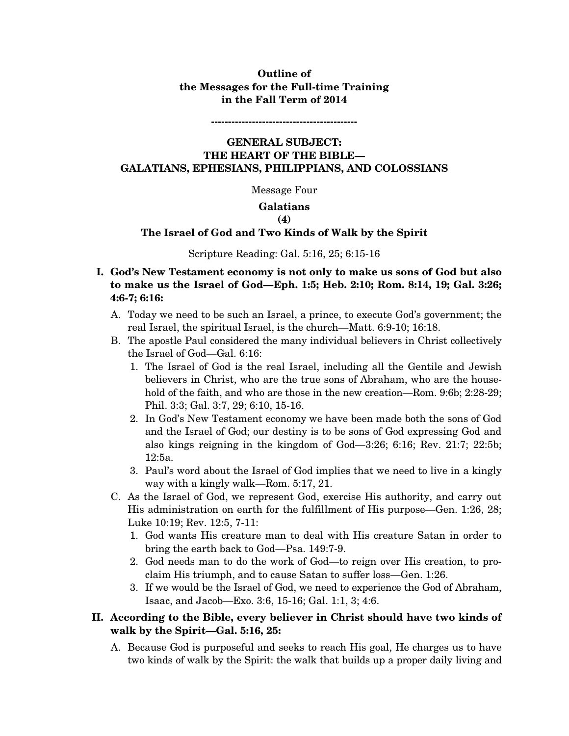**Outline of**
**the Messages for the Full-time Training**
**in the Fall Term of 2014**

-------------------------------------------

## GENERAL SUBJECT:
## THE HEART OF THE BIBLE—
## GALATIANS, EPHESIANS, PHILIPPIANS, AND COLOSSIANS

Message Four

### Galatians
### (4)
### The Israel of God and Two Kinds of Walk by the Spirit

Scripture Reading: Gal. 5:16, 25; 6:15-16

**I. God's New Testament economy is not only to make us sons of God but also to make us the Israel of God—Eph. 1:5; Heb. 2:10; Rom. 8:14, 19; Gal. 3:26; 4:6-7; 6:16:**

A. Today we need to be such an Israel, a prince, to execute God's government; the real Israel, the spiritual Israel, is the church—Matt. 6:9-10; 16:18.

B. The apostle Paul considered the many individual believers in Christ collectively the Israel of God—Gal. 6:16:

1. The Israel of God is the real Israel, including all the Gentile and Jewish believers in Christ, who are the true sons of Abraham, who are the household of the faith, and who are those in the new creation—Rom. 9:6b; 2:28-29; Phil. 3:3; Gal. 3:7, 29; 6:10, 15-16.

2. In God's New Testament economy we have been made both the sons of God and the Israel of God; our destiny is to be sons of God expressing God and also kings reigning in the kingdom of God—3:26; 6:16; Rev. 21:7; 22:5b; 12:5a.

3. Paul's word about the Israel of God implies that we need to live in a kingly way with a kingly walk—Rom. 5:17, 21.

C. As the Israel of God, we represent God, exercise His authority, and carry out His administration on earth for the fulfillment of His purpose—Gen. 1:26, 28; Luke 10:19; Rev. 12:5, 7-11:

1. God wants His creature man to deal with His creature Satan in order to bring the earth back to God—Psa. 149:7-9.

2. God needs man to do the work of God—to reign over His creation, to proclaim His triumph, and to cause Satan to suffer loss—Gen. 1:26.

3. If we would be the Israel of God, we need to experience the God of Abraham, Isaac, and Jacob—Exo. 3:6, 15-16; Gal. 1:1, 3; 4:6.

**II. According to the Bible, every believer in Christ should have two kinds of walk by the Spirit—Gal. 5:16, 25:**

A. Because God is purposeful and seeks to reach His goal, He charges us to have two kinds of walk by the Spirit: the walk that builds up a proper daily living and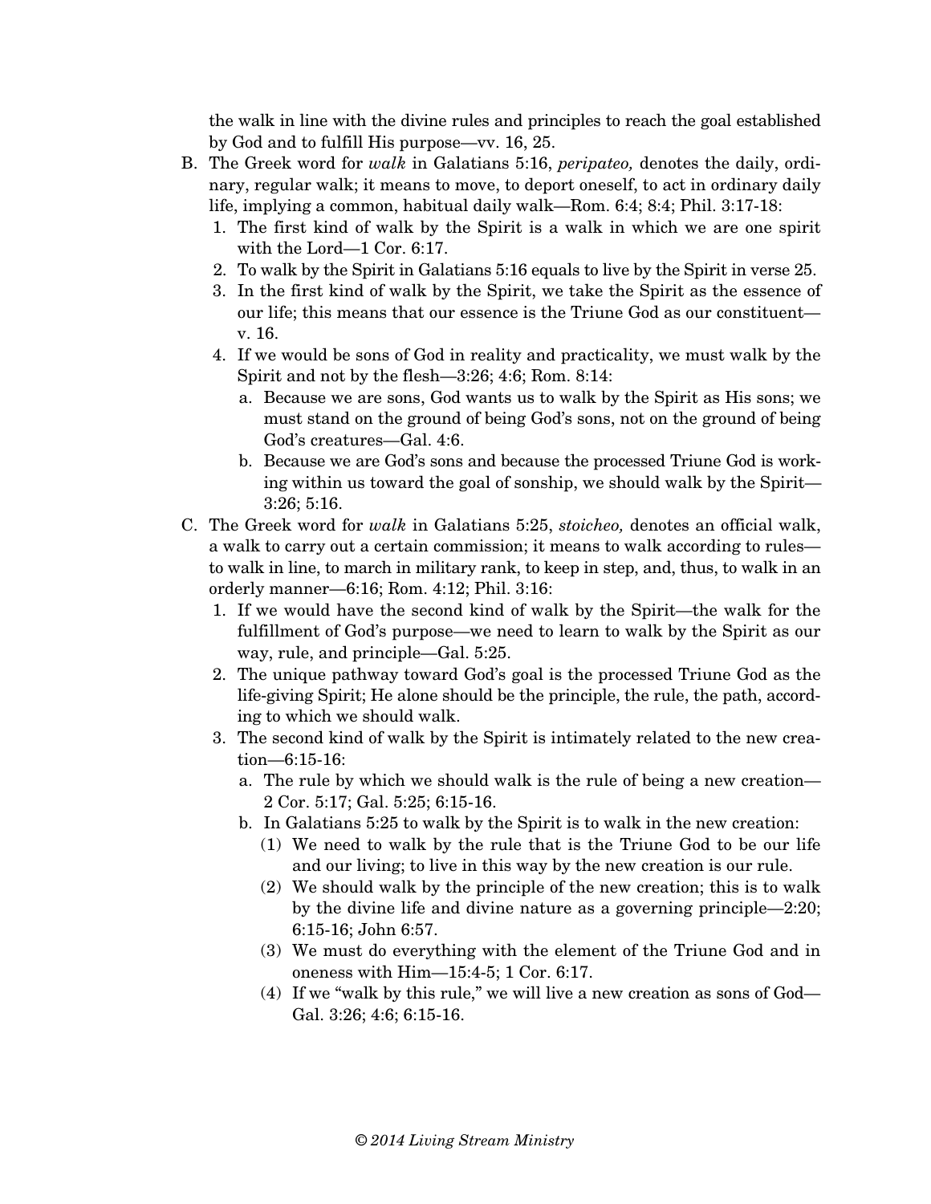the walk in line with the divine rules and principles to reach the goal established by God and to fulfill His purpose—vv. 16, 25.

B. The Greek word for *walk* in Galatians 5:16, *peripateo,* denotes the daily, ordinary, regular walk; it means to move, to deport oneself, to act in ordinary daily life, implying a common, habitual daily walk—Rom. 6:4; 8:4; Phil. 3:17-18:
   1. The first kind of walk by the Spirit is a walk in which we are one spirit with the Lord—1 Cor. 6:17.
   2. To walk by the Spirit in Galatians 5:16 equals to live by the Spirit in verse 25.
   3. In the first kind of walk by the Spirit, we take the Spirit as the essence of our life; this means that our essence is the Triune God as our constituent—v. 16.
   4. If we would be sons of God in reality and practicality, we must walk by the Spirit and not by the flesh—3:26; 4:6; Rom. 8:14:
      a. Because we are sons, God wants us to walk by the Spirit as His sons; we must stand on the ground of being God's sons, not on the ground of being God's creatures—Gal. 4:6.
      b. Because we are God's sons and because the processed Triune God is working within us toward the goal of sonship, we should walk by the Spirit—3:26; 5:16.

C. The Greek word for *walk* in Galatians 5:25, *stoicheo,* denotes an official walk, a walk to carry out a certain commission; it means to walk according to rules—to walk in line, to march in military rank, to keep in step, and, thus, to walk in an orderly manner—6:16; Rom. 4:12; Phil. 3:16:
   1. If we would have the second kind of walk by the Spirit—the walk for the fulfillment of God's purpose—we need to learn to walk by the Spirit as our way, rule, and principle—Gal. 5:25.
   2. The unique pathway toward God's goal is the processed Triune God as the life-giving Spirit; He alone should be the principle, the rule, the path, according to which we should walk.
   3. The second kind of walk by the Spirit is intimately related to the new creation—6:15-16:
      a. The rule by which we should walk is the rule of being a new creation—2 Cor. 5:17; Gal. 5:25; 6:15-16.
      b. In Galatians 5:25 to walk by the Spirit is to walk in the new creation:
         (1) We need to walk by the rule that is the Triune God to be our life and our living; to live in this way by the new creation is our rule.
         (2) We should walk by the principle of the new creation; this is to walk by the divine life and divine nature as a governing principle—2:20; 6:15-16; John 6:57.
         (3) We must do everything with the element of the Triune God and in oneness with Him—15:4-5; 1 Cor. 6:17.
         (4) If we "walk by this rule," we will live a new creation as sons of God—Gal. 3:26; 4:6; 6:15-16.

*© 2014 Living Stream Ministry*